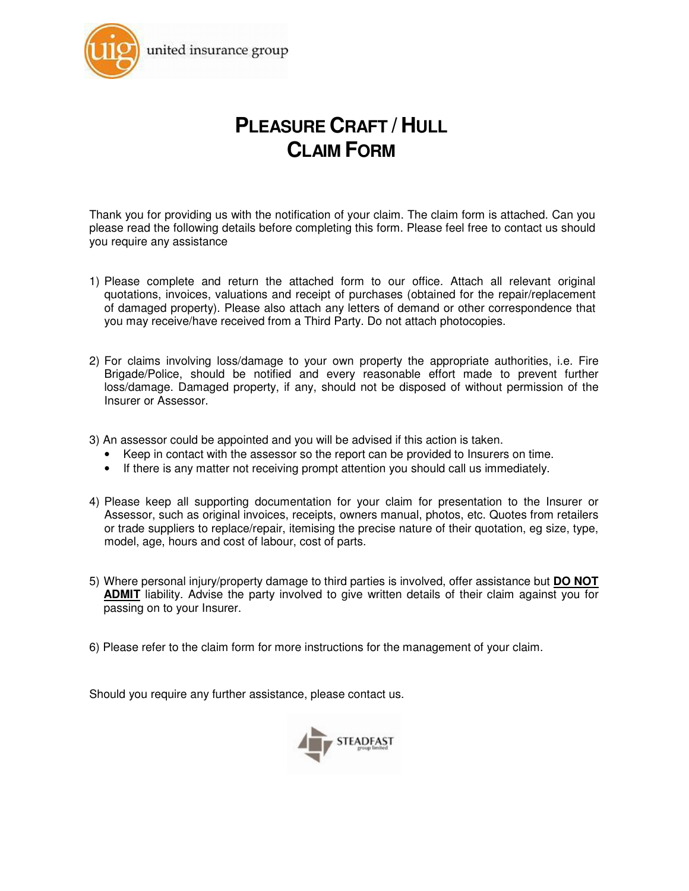united insurance group

# PLEASURE CRAFT / HULL CLAIM FORM

Thank you for providing us with the notification of your claim. The claim form is attached. Can you please read the following details before completing this form. Please feel free to contact us should you require any assistance

1) Please complete and return the attached form to our office. Attach all relevant original quotations, invoices, valuations and receipt of purchases (obtained for the repair/replacement of damaged property). Please also attach any letters of demand or other correspondence that you may receive/have received from a Third Party. Do not attach photocopies.

2) For claims involving loss/damage to your own property the appropriate authorities, i.e. Fire Brigade/Police, should be notified and every reasonable effort made to prevent further loss/damage. Damaged property, if any, should not be disposed of without permission of the Insurer or Assessor.

3) An assessor could be appointed and you will be advised if this action is taken.
   - Keep in contact with the assessor so the report can be provided to Insurers on time.
   - If there is any matter not receiving prompt attention you should call us immediately.

4) Please keep all supporting documentation for your claim for presentation to the Insurer or Assessor, such as original invoices, receipts, owners manual, photos, etc. Quotes from retailers or trade suppliers to replace/repair, itemising the precise nature of their quotation, eg size, type, model, age, hours and cost of labour, cost of parts.

5) Where personal injury/property damage to third parties is involved, offer assistance but **DO NOT ADMIT** liability. Advise the party involved to give written details of their claim against you for passing on to your Insurer.

6) Please refer to the claim form for more instructions for the management of your claim.

Should you require any further assistance, please contact us.

STEADFAST group limited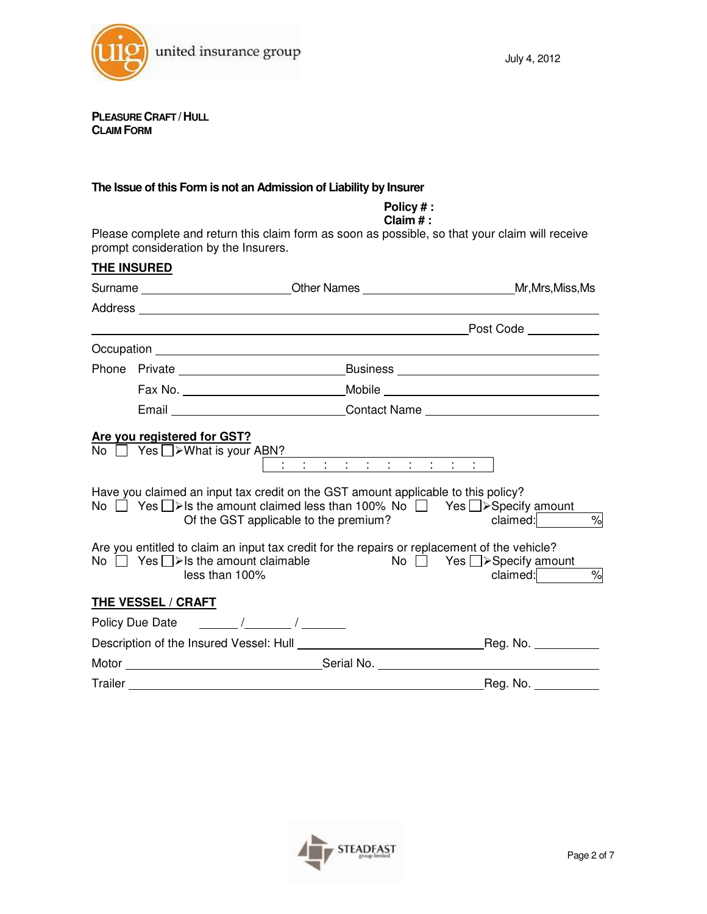united insurance group

July 4, 2012

**PLEASURE CRAFT / HULL**
**CLAIM FORM**

**The Issue of this Form is not an Admission of Liability by Insurer**

**Policy # :**
**Claim # :**

Please complete and return this claim form as soon as possible, so that your claim will receive prompt consideration by the Insurers.

## THE INSURED

Surname ______________________ Other Names ______________________ Mr,Mrs,Miss,Ms

Address ____________________________________________________________

____________________________________________________________ Post Code __________

Occupation ____________________________________________________________

Phone Private ______________________ Business ______________________

Fax No. ______________________ Mobile ______________________

Email ______________________ Contact Name ______________________

**Are you registered for GST?**

No ☐ Yes ☐ ➢What is your ABN?

[ : : : : : : : : : : ]

Have you claimed an input tax credit on the GST amount applicable to this policy?

No ☐ Yes ☐ ➢Is the amount claimed less than 100% Of the GST applicable to the premium? No ☐ Yes ☐ ➢Specify amount claimed: [ % ]

Are you entitled to claim an input tax credit for the repairs or replacement of the vehicle?

No ☐ Yes ☐ ➢Is the amount claimable less than 100% No ☐ Yes ☐ ➢Specify amount claimed: [ % ]

## THE VESSEL / CRAFT

Policy Due Date ______ / ______ / ______

Description of the Insured Vessel: Hull ______________________ Reg. No. __________

Motor ______________________ Serial No. ______________________

Trailer ____________________________________________ Reg. No. __________

STEADFAST group limited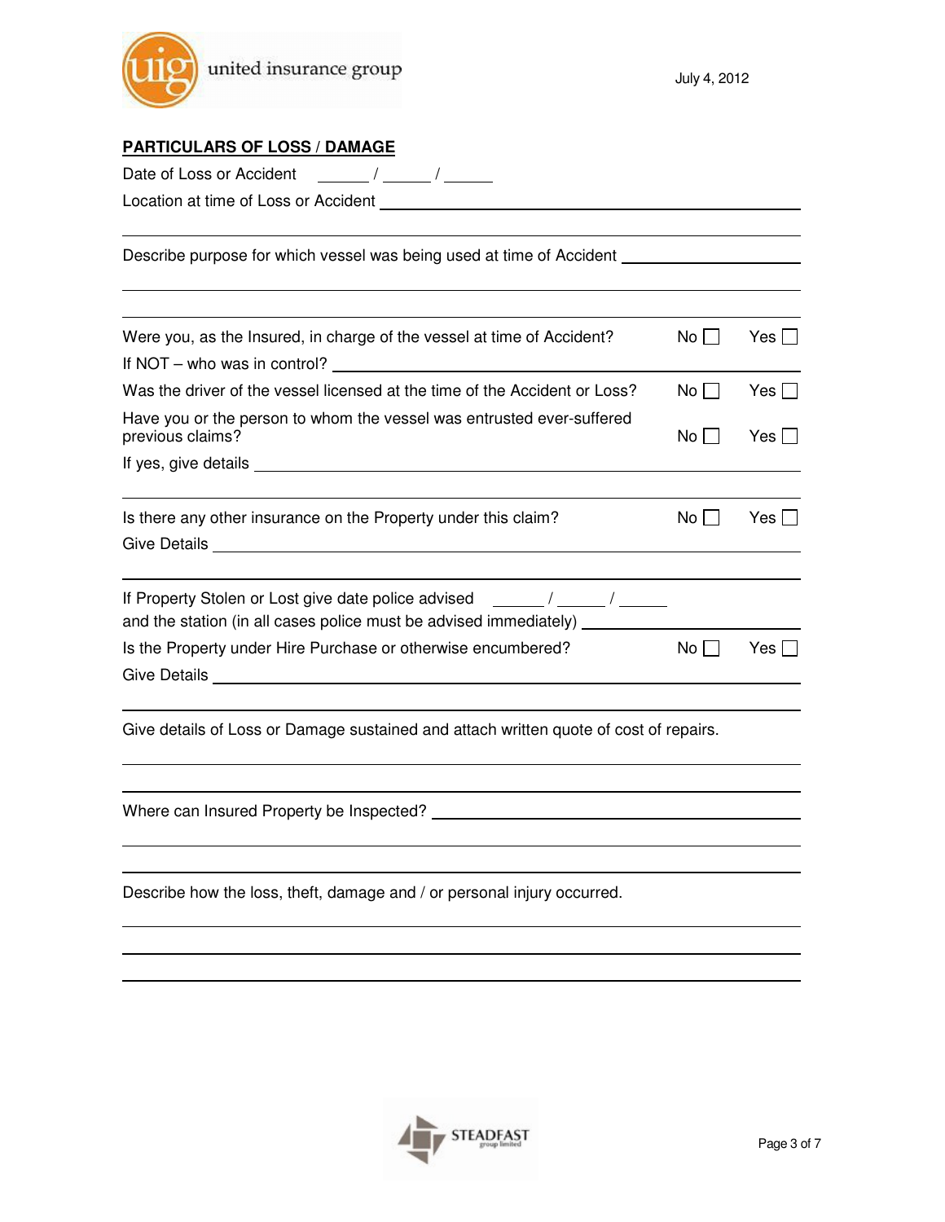united insurance group

July 4, 2012

## PARTICULARS OF LOSS / DAMAGE

Date of Loss or Accident ______ / ______ / ______

Location at time of Loss or Accident ____________________________________________

____________________________________________

Describe purpose for which vessel was being used at time of Accident ____________________

____________________________________________

____________________________________________

Were you, as the Insured, in charge of the vessel at time of Accident? No ☐ Yes ☐

If NOT – who was in control? ____________________________________________

Was the driver of the vessel licensed at the time of the Accident or Loss? No ☐ Yes ☐

Have you or the person to whom the vessel was entrusted ever-suffered previous claims? No ☐ Yes ☐

If yes, give details ____________________________________________

____________________________________________

Is there any other insurance on the Property under this claim? No ☐ Yes ☐

Give Details ____________________________________________

____________________________________________

If Property Stolen or Lost give date police advised ______ / ______ / ______

and the station (in all cases police must be advised immediately) ____________________

Is the Property under Hire Purchase or otherwise encumbered? No ☐ Yes ☐

Give Details ____________________________________________

____________________________________________

Give details of Loss or Damage sustained and attach written quote of cost of repairs.

____________________________________________

____________________________________________

Where can Insured Property be Inspected? ____________________________________________

____________________________________________

____________________________________________

Describe how the loss, theft, damage and / or personal injury occurred.

____________________________________________

____________________________________________

____________________________________________

STEADFAST group limited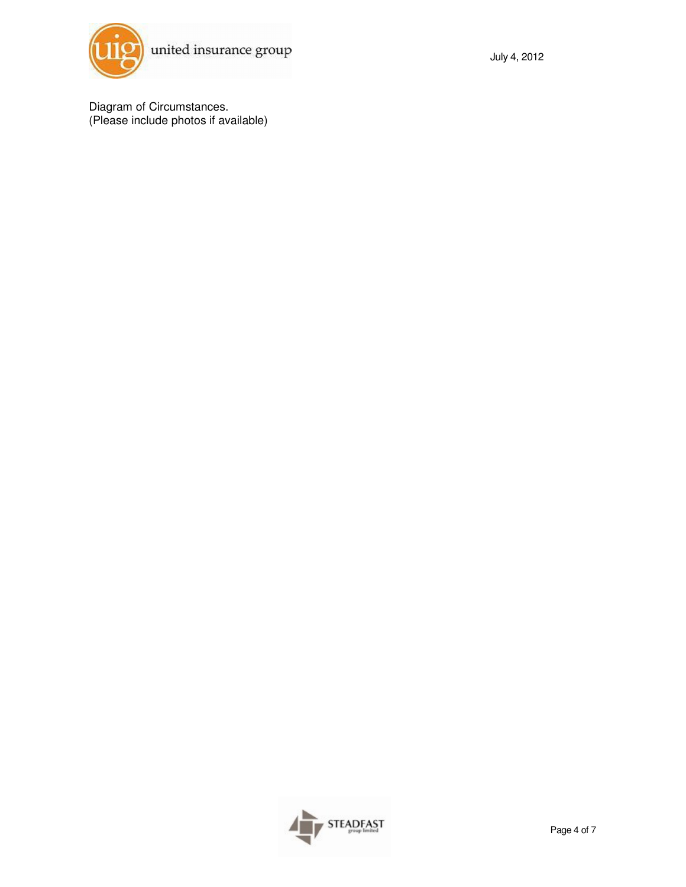Diagram of Circumstances.
(Please include photos if available)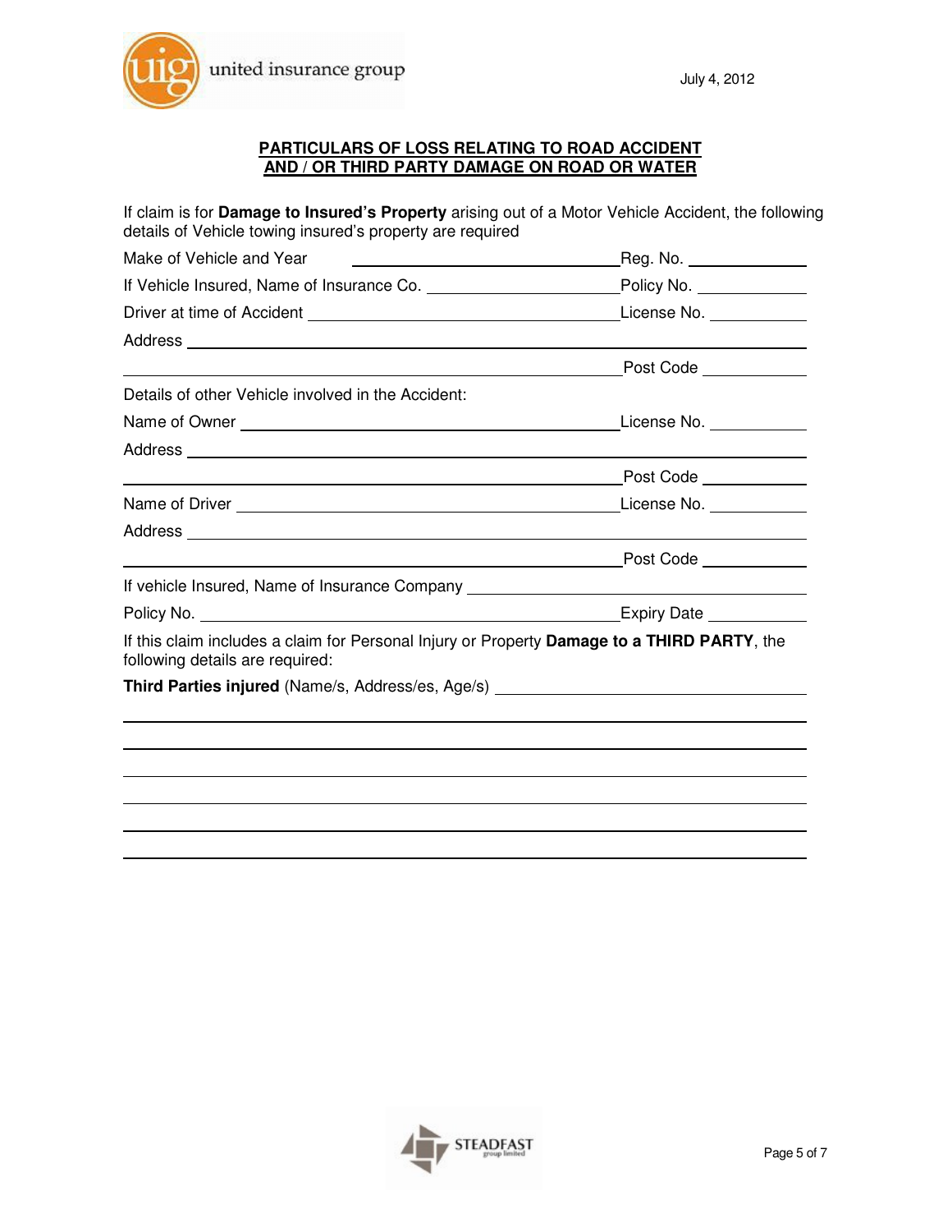**PARTICULARS OF LOSS RELATING TO ROAD ACCIDENT AND / OR THIRD PARTY DAMAGE ON ROAD OR WATER**

If claim is for **Damage to Insured's Property** arising out of a Motor Vehicle Accident, the following details of Vehicle towing insured's property are required

Make of Vehicle and Year ______________________________ Reg. No. ____________

If Vehicle Insured, Name of Insurance Co. ____________________ Policy No. ____________

Driver at time of Accident ______________________________ License No. ____________

Address ______________________________________________________________

______________________________________________________ Post Code ____________

Details of other Vehicle involved in the Accident:

Name of Owner ______________________________________ License No. ____________

Address ______________________________________________________________

______________________________________________________ Post Code ____________

Name of Driver ______________________________________ License No. ____________

Address ______________________________________________________________

______________________________________________________ Post Code ____________

If vehicle Insured, Name of Insurance Company ______________________________

Policy No. __________________________________________ Expiry Date ____________

If this claim includes a claim for Personal Injury or Property **Damage to a THIRD PARTY**, the following details are required:

**Third Parties injured** (Name/s, Address/es, Age/s) ______________________________

______________________________________________________________________

______________________________________________________________________

______________________________________________________________________

______________________________________________________________________

______________________________________________________________________

______________________________________________________________________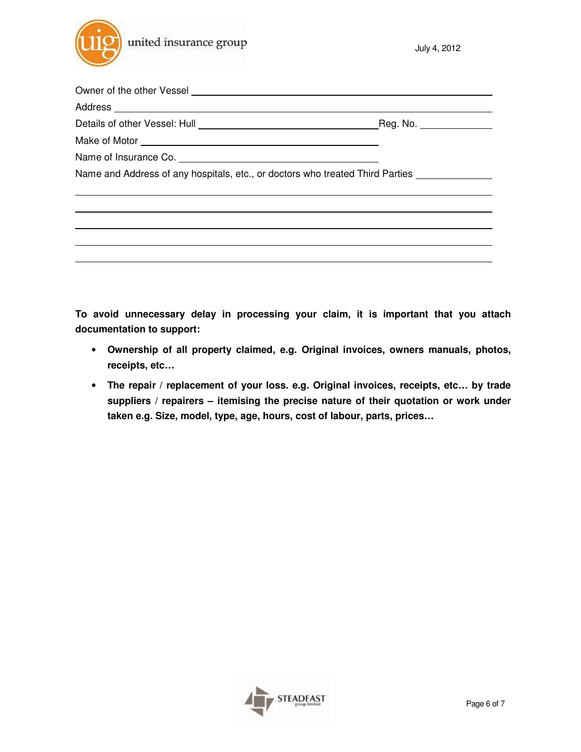Owner of the other Vessel ______________________________________________

Address ______________________________________________

Details of other Vessel: Hull ____________________________ Reg. No. __________

Make of Motor ______________________________________________

Name of Insurance Co. ______________________________________________

Name and Address of any hospitals, etc., or doctors who treated Third Parties __________

______________________________________________

______________________________________________

______________________________________________

______________________________________________

______________________________________________

**To avoid unnecessary delay in processing your claim, it is important that you attach documentation to support:**

- **Ownership of all property claimed, e.g. Original invoices, owners manuals, photos, receipts, etc…**
- **The repair / replacement of your loss. e.g. Original invoices, receipts, etc… by trade suppliers / repairers – itemising the precise nature of their quotation or work under taken e.g. Size, model, type, age, hours, cost of labour, parts, prices…**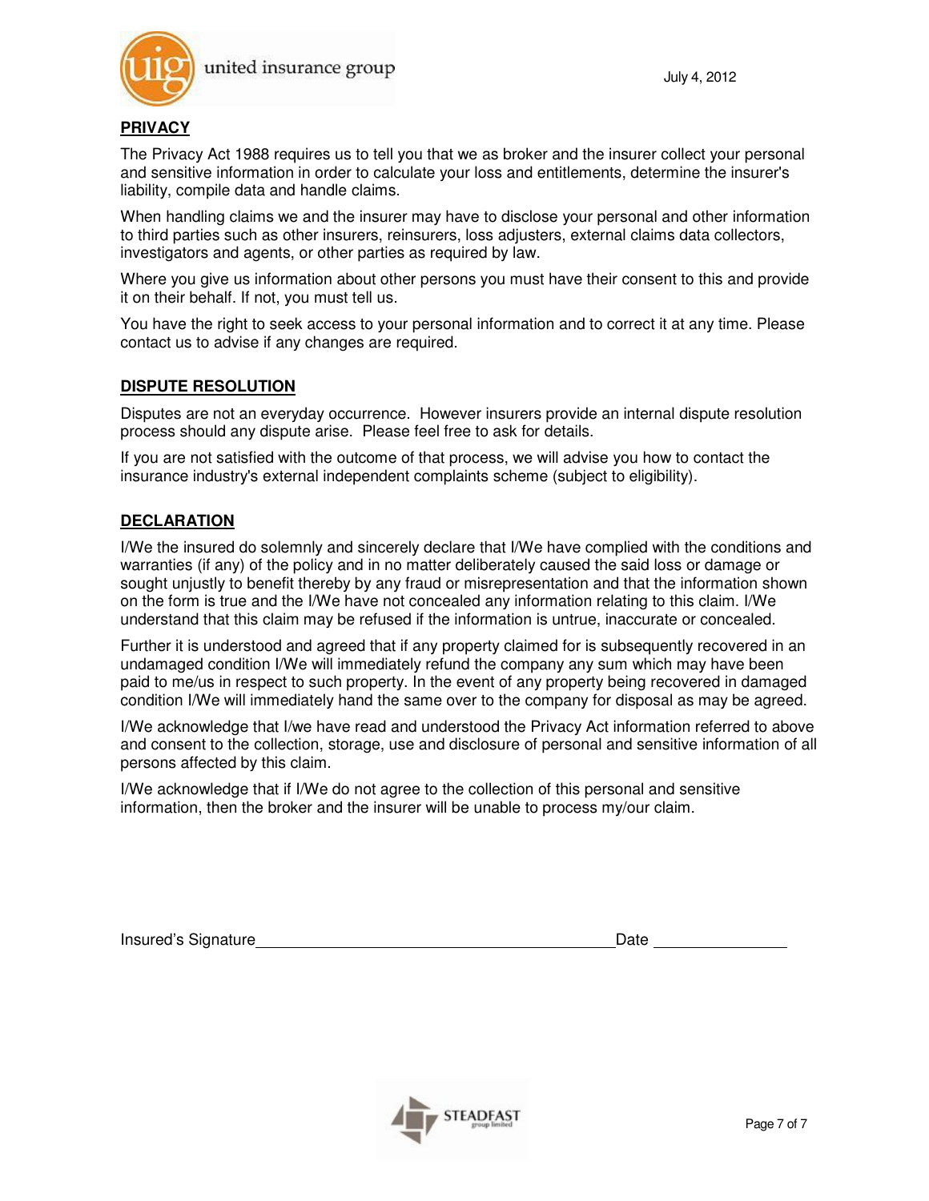## PRIVACY

The Privacy Act 1988 requires us to tell you that we as broker and the insurer collect your personal and sensitive information in order to calculate your loss and entitlements, determine the insurer's liability, compile data and handle claims.

When handling claims we and the insurer may have to disclose your personal and other information to third parties such as other insurers, reinsurers, loss adjusters, external claims data collectors, investigators and agents, or other parties as required by law.

Where you give us information about other persons you must have their consent to this and provide it on their behalf. If not, you must tell us.

You have the right to seek access to your personal information and to correct it at any time. Please contact us to advise if any changes are required.

## DISPUTE RESOLUTION

Disputes are not an everyday occurrence. However insurers provide an internal dispute resolution process should any dispute arise. Please feel free to ask for details.

If you are not satisfied with the outcome of that process, we will advise you how to contact the insurance industry's external independent complaints scheme (subject to eligibility).

## DECLARATION

I/We the insured do solemnly and sincerely declare that I/We have complied with the conditions and warranties (if any) of the policy and in no matter deliberately caused the said loss or damage or sought unjustly to benefit thereby by any fraud or misrepresentation and that the information shown on the form is true and the I/We have not concealed any information relating to this claim. I/We understand that this claim may be refused if the information is untrue, inaccurate or concealed.

Further it is understood and agreed that if any property claimed for is subsequently recovered in an undamaged condition I/We will immediately refund the company any sum which may have been paid to me/us in respect to such property. In the event of any property being recovered in damaged condition I/We will immediately hand the same over to the company for disposal as may be agreed.

I/We acknowledge that I/we have read and understood the Privacy Act information referred to above and consent to the collection, storage, use and disclosure of personal and sensitive information of all persons affected by this claim.

I/We acknowledge that if I/We do not agree to the collection of this personal and sensitive information, then the broker and the insurer will be unable to process my/our claim.

Insured's Signature\_\_\_\_\_\_\_\_\_\_\_\_\_\_\_\_\_\_\_\_\_\_\_\_\_\_\_\_\_\_\_\_\_\_\_\_\_\_\_\_\_\_\_\_ Date \_\_\_\_\_\_\_\_\_\_\_\_\_\_\_\_